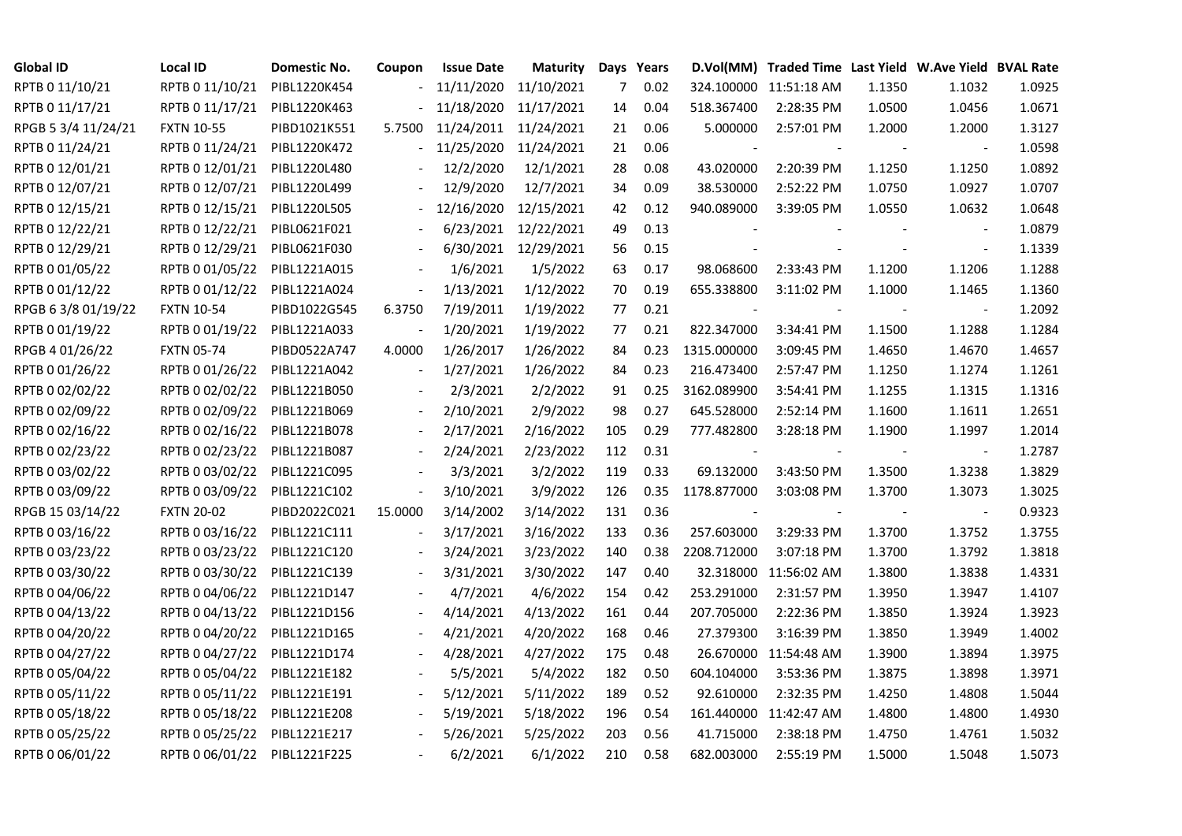| Global ID | Local ID | Domestic No. | Coupon | Issue Date | Maturity | Days | Years | D.Vol(MM) | Traded Time | Last Yield | W.Ave Yield | BVAL Rate |
|---|---|---|---|---|---|---|---|---|---|---|---|---|
| RPTB 0 11/10/21 | RPTB 0 11/10/21 | PIBL1220K454 | - | 11/11/2020 | 11/10/2021 | 7 | 0.02 | 324.100000 | 11:51:18 AM | 1.1350 | 1.1032 | 1.0925 |
| RPTB 0 11/17/21 | RPTB 0 11/17/21 | PIBL1220K463 | - | 11/18/2020 | 11/17/2021 | 14 | 0.04 | 518.367400 | 2:28:35 PM | 1.0500 | 1.0456 | 1.0671 |
| RPGB 5 3/4 11/24/21 | FXTN 10-55 | PIBD1021K551 | 5.7500 | 11/24/2011 | 11/24/2021 | 21 | 0.06 | 5.000000 | 2:57:01 PM | 1.2000 | 1.2000 | 1.3127 |
| RPTB 0 11/24/21 | RPTB 0 11/24/21 | PIBL1220K472 | - | 11/25/2020 | 11/24/2021 | 21 | 0.06 | - | - | - | - | 1.0598 |
| RPTB 0 12/01/21 | RPTB 0 12/01/21 | PIBL1220L480 | - | 12/2/2020 | 12/1/2021 | 28 | 0.08 | 43.020000 | 2:20:39 PM | 1.1250 | 1.1250 | 1.0892 |
| RPTB 0 12/07/21 | RPTB 0 12/07/21 | PIBL1220L499 | - | 12/9/2020 | 12/7/2021 | 34 | 0.09 | 38.530000 | 2:52:22 PM | 1.0750 | 1.0927 | 1.0707 |
| RPTB 0 12/15/21 | RPTB 0 12/15/21 | PIBL1220L505 | - | 12/16/2020 | 12/15/2021 | 42 | 0.12 | 940.089000 | 3:39:05 PM | 1.0550 | 1.0632 | 1.0648 |
| RPTB 0 12/22/21 | RPTB 0 12/22/21 | PIBL0621F021 | - | 6/23/2021 | 12/22/2021 | 49 | 0.13 | - | - | - | - | 1.0879 |
| RPTB 0 12/29/21 | RPTB 0 12/29/21 | PIBL0621F030 | - | 6/30/2021 | 12/29/2021 | 56 | 0.15 | - | - | - | - | 1.1339 |
| RPTB 0 01/05/22 | RPTB 0 01/05/22 | PIBL1221A015 | - | 1/6/2021 | 1/5/2022 | 63 | 0.17 | 98.068600 | 2:33:43 PM | 1.1200 | 1.1206 | 1.1288 |
| RPTB 0 01/12/22 | RPTB 0 01/12/22 | PIBL1221A024 | - | 1/13/2021 | 1/12/2022 | 70 | 0.19 | 655.338800 | 3:11:02 PM | 1.1000 | 1.1465 | 1.1360 |
| RPGB 6 3/8 01/19/22 | FXTN 10-54 | PIBD1022G545 | 6.3750 | 7/19/2011 | 1/19/2022 | 77 | 0.21 | - | - | - | - | 1.2092 |
| RPTB 0 01/19/22 | RPTB 0 01/19/22 | PIBL1221A033 | - | 1/20/2021 | 1/19/2022 | 77 | 0.21 | 822.347000 | 3:34:41 PM | 1.1500 | 1.1288 | 1.1284 |
| RPGB 4 01/26/22 | FXTN 05-74 | PIBD0522A747 | 4.0000 | 1/26/2017 | 1/26/2022 | 84 | 0.23 | 1315.000000 | 3:09:45 PM | 1.4650 | 1.4670 | 1.4657 |
| RPTB 0 01/26/22 | RPTB 0 01/26/22 | PIBL1221A042 | - | 1/27/2021 | 1/26/2022 | 84 | 0.23 | 216.473400 | 2:57:47 PM | 1.1250 | 1.1274 | 1.1261 |
| RPTB 0 02/02/22 | RPTB 0 02/02/22 | PIBL1221B050 | - | 2/3/2021 | 2/2/2022 | 91 | 0.25 | 3162.089900 | 3:54:41 PM | 1.1255 | 1.1315 | 1.1316 |
| RPTB 0 02/09/22 | RPTB 0 02/09/22 | PIBL1221B069 | - | 2/10/2021 | 2/9/2022 | 98 | 0.27 | 645.528000 | 2:52:14 PM | 1.1600 | 1.1611 | 1.2651 |
| RPTB 0 02/16/22 | RPTB 0 02/16/22 | PIBL1221B078 | - | 2/17/2021 | 2/16/2022 | 105 | 0.29 | 777.482800 | 3:28:18 PM | 1.1900 | 1.1997 | 1.2014 |
| RPTB 0 02/23/22 | RPTB 0 02/23/22 | PIBL1221B087 | - | 2/24/2021 | 2/23/2022 | 112 | 0.31 | - | - | - | - | 1.2787 |
| RPTB 0 03/02/22 | RPTB 0 03/02/22 | PIBL1221C095 | - | 3/3/2021 | 3/2/2022 | 119 | 0.33 | 69.132000 | 3:43:50 PM | 1.3500 | 1.3238 | 1.3829 |
| RPTB 0 03/09/22 | RPTB 0 03/09/22 | PIBL1221C102 | - | 3/10/2021 | 3/9/2022 | 126 | 0.35 | 1178.877000 | 3:03:08 PM | 1.3700 | 1.3073 | 1.3025 |
| RPGB 15 03/14/22 | FXTN 20-02 | PIBD2022C021 | 15.0000 | 3/14/2002 | 3/14/2022 | 131 | 0.36 | - | - | - | - | 0.9323 |
| RPTB 0 03/16/22 | RPTB 0 03/16/22 | PIBL1221C111 | - | 3/17/2021 | 3/16/2022 | 133 | 0.36 | 257.603000 | 3:29:33 PM | 1.3700 | 1.3752 | 1.3755 |
| RPTB 0 03/23/22 | RPTB 0 03/23/22 | PIBL1221C120 | - | 3/24/2021 | 3/23/2022 | 140 | 0.38 | 2208.712000 | 3:07:18 PM | 1.3700 | 1.3792 | 1.3818 |
| RPTB 0 03/30/22 | RPTB 0 03/30/22 | PIBL1221C139 | - | 3/31/2021 | 3/30/2022 | 147 | 0.40 | 32.318000 | 11:56:02 AM | 1.3800 | 1.3838 | 1.4331 |
| RPTB 0 04/06/22 | RPTB 0 04/06/22 | PIBL1221D147 | - | 4/7/2021 | 4/6/2022 | 154 | 0.42 | 253.291000 | 2:31:57 PM | 1.3950 | 1.3947 | 1.4107 |
| RPTB 0 04/13/22 | RPTB 0 04/13/22 | PIBL1221D156 | - | 4/14/2021 | 4/13/2022 | 161 | 0.44 | 207.705000 | 2:22:36 PM | 1.3850 | 1.3924 | 1.3923 |
| RPTB 0 04/20/22 | RPTB 0 04/20/22 | PIBL1221D165 | - | 4/21/2021 | 4/20/2022 | 168 | 0.46 | 27.379300 | 3:16:39 PM | 1.3850 | 1.3949 | 1.4002 |
| RPTB 0 04/27/22 | RPTB 0 04/27/22 | PIBL1221D174 | - | 4/28/2021 | 4/27/2022 | 175 | 0.48 | 26.670000 | 11:54:48 AM | 1.3900 | 1.3894 | 1.3975 |
| RPTB 0 05/04/22 | RPTB 0 05/04/22 | PIBL1221E182 | - | 5/5/2021 | 5/4/2022 | 182 | 0.50 | 604.104000 | 3:53:36 PM | 1.3875 | 1.3898 | 1.3971 |
| RPTB 0 05/11/22 | RPTB 0 05/11/22 | PIBL1221E191 | - | 5/12/2021 | 5/11/2022 | 189 | 0.52 | 92.610000 | 2:32:35 PM | 1.4250 | 1.4808 | 1.5044 |
| RPTB 0 05/18/22 | RPTB 0 05/18/22 | PIBL1221E208 | - | 5/19/2021 | 5/18/2022 | 196 | 0.54 | 161.440000 | 11:42:47 AM | 1.4800 | 1.4800 | 1.4930 |
| RPTB 0 05/25/22 | RPTB 0 05/25/22 | PIBL1221E217 | - | 5/26/2021 | 5/25/2022 | 203 | 0.56 | 41.715000 | 2:38:18 PM | 1.4750 | 1.4761 | 1.5032 |
| RPTB 0 06/01/22 | RPTB 0 06/01/22 | PIBL1221F225 | - | 6/2/2021 | 6/1/2022 | 210 | 0.58 | 682.003000 | 2:55:19 PM | 1.5000 | 1.5048 | 1.5073 |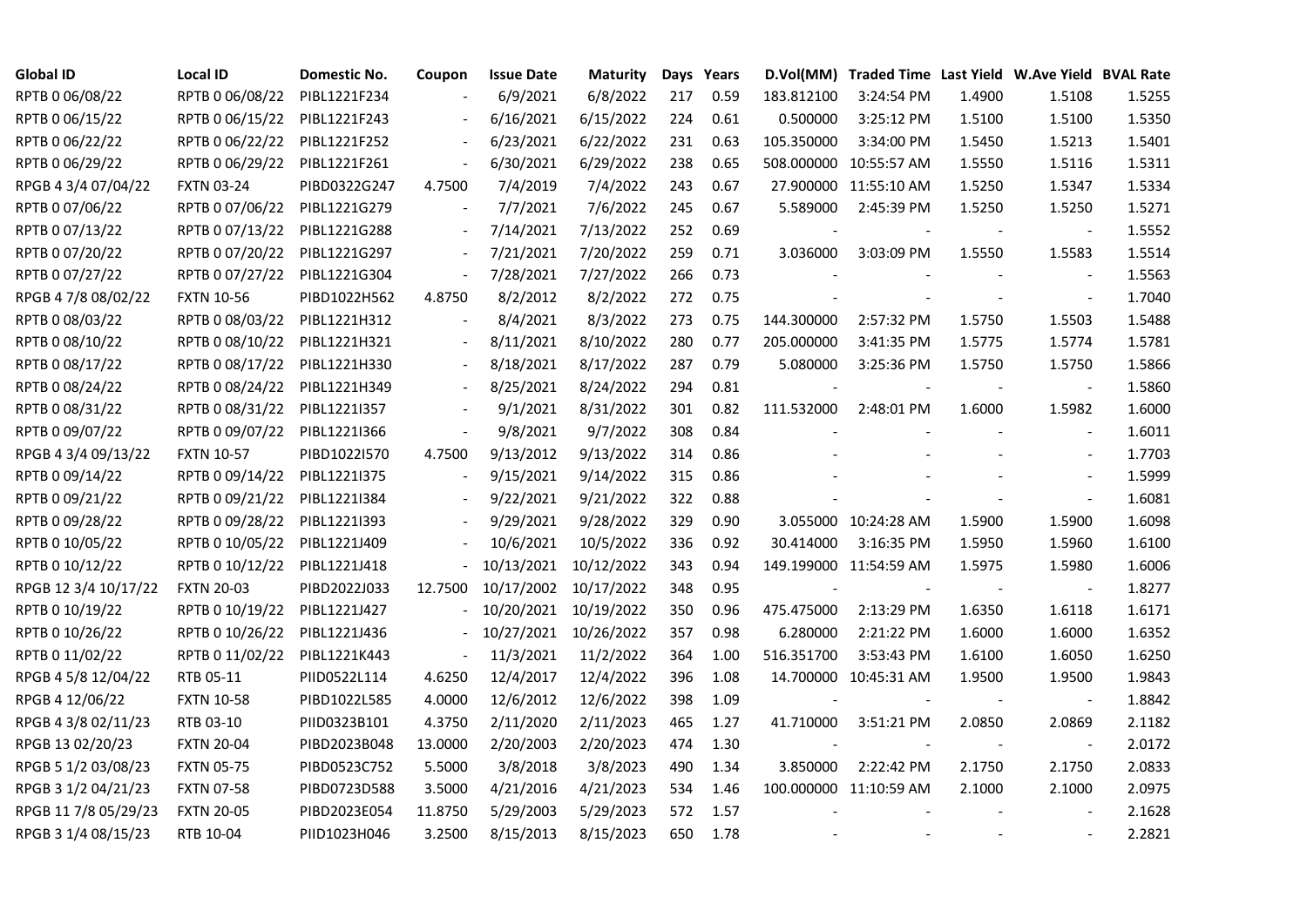| Global ID | Local ID | Domestic No. | Coupon | Issue Date | Maturity | Days | Years | D.Vol(MM) | Traded Time | Last Yield | W.Ave Yield | BVAL Rate |
|---|---|---|---|---|---|---|---|---|---|---|---|---|
| RPTB 0 06/08/22 | RPTB 0 06/08/22 | PIBL1221F234 | - | 6/9/2021 | 6/8/2022 | 217 | 0.59 | 183.812100 | 3:24:54 PM | 1.4900 | 1.5108 | 1.5255 |
| RPTB 0 06/15/22 | RPTB 0 06/15/22 | PIBL1221F243 | - | 6/16/2021 | 6/15/2022 | 224 | 0.61 | 0.500000 | 3:25:12 PM | 1.5100 | 1.5100 | 1.5350 |
| RPTB 0 06/22/22 | RPTB 0 06/22/22 | PIBL1221F252 | - | 6/23/2021 | 6/22/2022 | 231 | 0.63 | 105.350000 | 3:34:00 PM | 1.5450 | 1.5213 | 1.5401 |
| RPTB 0 06/29/22 | RPTB 0 06/29/22 | PIBL1221F261 | - | 6/30/2021 | 6/29/2022 | 238 | 0.65 | 508.000000 | 10:55:57 AM | 1.5550 | 1.5116 | 1.5311 |
| RPGB 4 3/4 07/04/22 | FXTN 03-24 | PIBD0322G247 | 4.7500 | 7/4/2019 | 7/4/2022 | 243 | 0.67 | 27.900000 | 11:55:10 AM | 1.5250 | 1.5347 | 1.5334 |
| RPTB 0 07/06/22 | RPTB 0 07/06/22 | PIBL1221G279 | - | 7/7/2021 | 7/6/2022 | 245 | 0.67 | 5.589000 | 2:45:39 PM | 1.5250 | 1.5250 | 1.5271 |
| RPTB 0 07/13/22 | RPTB 0 07/13/22 | PIBL1221G288 | - | 7/14/2021 | 7/13/2022 | 252 | 0.69 | - | - | - | - | 1.5552 |
| RPTB 0 07/20/22 | RPTB 0 07/20/22 | PIBL1221G297 | - | 7/21/2021 | 7/20/2022 | 259 | 0.71 | 3.036000 | 3:03:09 PM | 1.5550 | 1.5583 | 1.5514 |
| RPTB 0 07/27/22 | RPTB 0 07/27/22 | PIBL1221G304 | - | 7/28/2021 | 7/27/2022 | 266 | 0.73 | - | - | - | - | 1.5563 |
| RPGB 4 7/8 08/02/22 | FXTN 10-56 | PIBD1022H562 | 4.8750 | 8/2/2012 | 8/2/2022 | 272 | 0.75 | - | - | - | - | 1.7040 |
| RPTB 0 08/03/22 | RPTB 0 08/03/22 | PIBL1221H312 | - | 8/4/2021 | 8/3/2022 | 273 | 0.75 | 144.300000 | 2:57:32 PM | 1.5750 | 1.5503 | 1.5488 |
| RPTB 0 08/10/22 | RPTB 0 08/10/22 | PIBL1221H321 | - | 8/11/2021 | 8/10/2022 | 280 | 0.77 | 205.000000 | 3:41:35 PM | 1.5775 | 1.5774 | 1.5781 |
| RPTB 0 08/17/22 | RPTB 0 08/17/22 | PIBL1221H330 | - | 8/18/2021 | 8/17/2022 | 287 | 0.79 | 5.080000 | 3:25:36 PM | 1.5750 | 1.5750 | 1.5866 |
| RPTB 0 08/24/22 | RPTB 0 08/24/22 | PIBL1221H349 | - | 8/25/2021 | 8/24/2022 | 294 | 0.81 | - | - | - | - | 1.5860 |
| RPTB 0 08/31/22 | RPTB 0 08/31/22 | PIBL1221I357 | - | 9/1/2021 | 8/31/2022 | 301 | 0.82 | 111.532000 | 2:48:01 PM | 1.6000 | 1.5982 | 1.6000 |
| RPTB 0 09/07/22 | RPTB 0 09/07/22 | PIBL1221I366 | - | 9/8/2021 | 9/7/2022 | 308 | 0.84 | - | - | - | - | 1.6011 |
| RPGB 4 3/4 09/13/22 | FXTN 10-57 | PIBD1022I570 | 4.7500 | 9/13/2012 | 9/13/2022 | 314 | 0.86 | - | - | - | - | 1.7703 |
| RPTB 0 09/14/22 | RPTB 0 09/14/22 | PIBL1221I375 | - | 9/15/2021 | 9/14/2022 | 315 | 0.86 | - | - | - | - | 1.5999 |
| RPTB 0 09/21/22 | RPTB 0 09/21/22 | PIBL1221I384 | - | 9/22/2021 | 9/21/2022 | 322 | 0.88 | - | - | - | - | 1.6081 |
| RPTB 0 09/28/22 | RPTB 0 09/28/22 | PIBL1221I393 | - | 9/29/2021 | 9/28/2022 | 329 | 0.90 | 3.055000 | 10:24:28 AM | 1.5900 | 1.5900 | 1.6098 |
| RPTB 0 10/05/22 | RPTB 0 10/05/22 | PIBL1221J409 | - | 10/6/2021 | 10/5/2022 | 336 | 0.92 | 30.414000 | 3:16:35 PM | 1.5950 | 1.5960 | 1.6100 |
| RPTB 0 10/12/22 | RPTB 0 10/12/22 | PIBL1221J418 | - | 10/13/2021 | 10/12/2022 | 343 | 0.94 | 149.199000 | 11:54:59 AM | 1.5975 | 1.5980 | 1.6006 |
| RPGB 12 3/4 10/17/22 | FXTN 20-03 | PIBD2022J033 | 12.7500 | 10/17/2002 | 10/17/2022 | 348 | 0.95 | - | - | - | - | 1.8277 |
| RPTB 0 10/19/22 | RPTB 0 10/19/22 | PIBL1221J427 | - | 10/20/2021 | 10/19/2022 | 350 | 0.96 | 475.475000 | 2:13:29 PM | 1.6350 | 1.6118 | 1.6171 |
| RPTB 0 10/26/22 | RPTB 0 10/26/22 | PIBL1221J436 | - | 10/27/2021 | 10/26/2022 | 357 | 0.98 | 6.280000 | 2:21:22 PM | 1.6000 | 1.6000 | 1.6352 |
| RPTB 0 11/02/22 | RPTB 0 11/02/22 | PIBL1221K443 | - | 11/3/2021 | 11/2/2022 | 364 | 1.00 | 516.351700 | 3:53:43 PM | 1.6100 | 1.6050 | 1.6250 |
| RPGB 4 5/8 12/04/22 | RTB 05-11 | PIID0522L114 | 4.6250 | 12/4/2017 | 12/4/2022 | 396 | 1.08 | 14.700000 | 10:45:31 AM | 1.9500 | 1.9500 | 1.9843 |
| RPGB 4 12/06/22 | FXTN 10-58 | PIBD1022L585 | 4.0000 | 12/6/2012 | 12/6/2022 | 398 | 1.09 | - | - | - | - | 1.8842 |
| RPGB 4 3/8 02/11/23 | RTB 03-10 | PIID0323B101 | 4.3750 | 2/11/2020 | 2/11/2023 | 465 | 1.27 | 41.710000 | 3:51:21 PM | 2.0850 | 2.0869 | 2.1182 |
| RPGB 13 02/20/23 | FXTN 20-04 | PIBD2023B048 | 13.0000 | 2/20/2003 | 2/20/2023 | 474 | 1.30 | - | - | - | - | 2.0172 |
| RPGB 5 1/2 03/08/23 | FXTN 05-75 | PIBD0523C752 | 5.5000 | 3/8/2018 | 3/8/2023 | 490 | 1.34 | 3.850000 | 2:22:42 PM | 2.1750 | 2.1750 | 2.0833 |
| RPGB 3 1/2 04/21/23 | FXTN 07-58 | PIBD0723D588 | 3.5000 | 4/21/2016 | 4/21/2023 | 534 | 1.46 | 100.000000 | 11:10:59 AM | 2.1000 | 2.1000 | 2.0975 |
| RPGB 11 7/8 05/29/23 | FXTN 20-05 | PIBD2023E054 | 11.8750 | 5/29/2003 | 5/29/2023 | 572 | 1.57 | - | - | - | - | 2.1628 |
| RPGB 3 1/4 08/15/23 | RTB 10-04 | PIID1023H046 | 3.2500 | 8/15/2013 | 8/15/2023 | 650 | 1.78 | - | - | - | - | 2.2821 |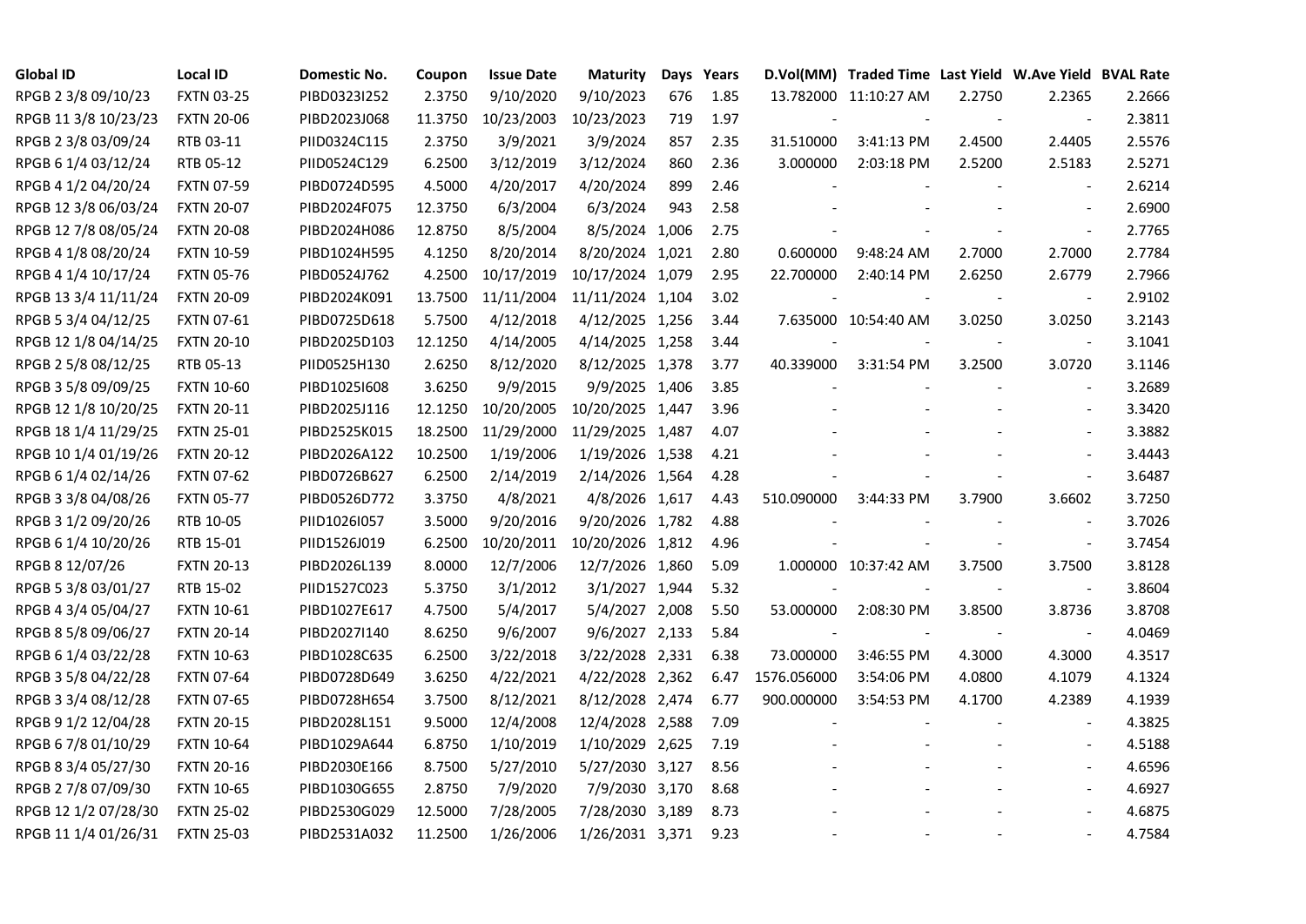| Global ID | Local ID | Domestic No. | Coupon | Issue Date | Maturity | Days | Years | D.Vol(MM) | Traded Time | Last Yield | W.Ave Yield | BVAL Rate |
|---|---|---|---|---|---|---|---|---|---|---|---|---|
| RPGB 2 3/8 09/10/23 | FXTN 03-25 | PIBD0323I252 | 2.3750 | 9/10/2020 | 9/10/2023 | 676 | 1.85 | 13.782000 | 11:10:27 AM | 2.2750 | 2.2365 | 2.2666 |
| RPGB 11 3/8 10/23/23 | FXTN 20-06 | PIBD2023J068 | 11.3750 | 10/23/2003 | 10/23/2023 | 719 | 1.97 | - | - | - | - | 2.3811 |
| RPGB 2 3/8 03/09/24 | RTB 03-11 | PIID0324C115 | 2.3750 | 3/9/2021 | 3/9/2024 | 857 | 2.35 | 31.510000 | 3:41:13 PM | 2.4500 | 2.4405 | 2.5576 |
| RPGB 6 1/4 03/12/24 | RTB 05-12 | PIID0524C129 | 6.2500 | 3/12/2019 | 3/12/2024 | 860 | 2.36 | 3.000000 | 2:03:18 PM | 2.5200 | 2.5183 | 2.5271 |
| RPGB 4 1/2 04/20/24 | FXTN 07-59 | PIBD0724D595 | 4.5000 | 4/20/2017 | 4/20/2024 | 899 | 2.46 | - | - | - | - | 2.6214 |
| RPGB 12 3/8 06/03/24 | FXTN 20-07 | PIBD2024F075 | 12.3750 | 6/3/2004 | 6/3/2024 | 943 | 2.58 | - | - | - | - | 2.6900 |
| RPGB 12 7/8 08/05/24 | FXTN 20-08 | PIBD2024H086 | 12.8750 | 8/5/2004 | 8/5/2024 | 1,006 | 2.75 | - | - | - | - | 2.7765 |
| RPGB 4 1/8 08/20/24 | FXTN 10-59 | PIBD1024H595 | 4.1250 | 8/20/2014 | 8/20/2024 | 1,021 | 2.80 | 0.600000 | 9:48:24 AM | 2.7000 | 2.7000 | 2.7784 |
| RPGB 4 1/4 10/17/24 | FXTN 05-76 | PIBD0524J762 | 4.2500 | 10/17/2019 | 10/17/2024 | 1,079 | 2.95 | 22.700000 | 2:40:14 PM | 2.6250 | 2.6779 | 2.7966 |
| RPGB 13 3/4 11/11/24 | FXTN 20-09 | PIBD2024K091 | 13.7500 | 11/11/2004 | 11/11/2024 | 1,104 | 3.02 | - | - | - | - | 2.9102 |
| RPGB 5 3/4 04/12/25 | FXTN 07-61 | PIBD0725D618 | 5.7500 | 4/12/2018 | 4/12/2025 | 1,256 | 3.44 | 7.635000 | 10:54:40 AM | 3.0250 | 3.0250 | 3.2143 |
| RPGB 12 1/8 04/14/25 | FXTN 20-10 | PIBD2025D103 | 12.1250 | 4/14/2005 | 4/14/2025 | 1,258 | 3.44 | - | - | - | - | 3.1041 |
| RPGB 2 5/8 08/12/25 | RTB 05-13 | PIID0525H130 | 2.6250 | 8/12/2020 | 8/12/2025 | 1,378 | 3.77 | 40.339000 | 3:31:54 PM | 3.2500 | 3.0720 | 3.1146 |
| RPGB 3 5/8 09/09/25 | FXTN 10-60 | PIBD1025I608 | 3.6250 | 9/9/2015 | 9/9/2025 | 1,406 | 3.85 | - | - | - | - | 3.2689 |
| RPGB 12 1/8 10/20/25 | FXTN 20-11 | PIBD2025J116 | 12.1250 | 10/20/2005 | 10/20/2025 | 1,447 | 3.96 | - | - | - | - | 3.3420 |
| RPGB 18 1/4 11/29/25 | FXTN 25-01 | PIBD2525K015 | 18.2500 | 11/29/2000 | 11/29/2025 | 1,487 | 4.07 | - | - | - | - | 3.3882 |
| RPGB 10 1/4 01/19/26 | FXTN 20-12 | PIBD2026A122 | 10.2500 | 1/19/2006 | 1/19/2026 | 1,538 | 4.21 | - | - | - | - | 3.4443 |
| RPGB 6 1/4 02/14/26 | FXTN 07-62 | PIBD0726B627 | 6.2500 | 2/14/2019 | 2/14/2026 | 1,564 | 4.28 | - | - | - | - | 3.6487 |
| RPGB 3 3/8 04/08/26 | FXTN 05-77 | PIBD0526D772 | 3.3750 | 4/8/2021 | 4/8/2026 | 1,617 | 4.43 | 510.090000 | 3:44:33 PM | 3.7900 | 3.6602 | 3.7250 |
| RPGB 3 1/2 09/20/26 | RTB 10-05 | PIID1026I057 | 3.5000 | 9/20/2016 | 9/20/2026 | 1,782 | 4.88 | - | - | - | - | 3.7026 |
| RPGB 6 1/4 10/20/26 | RTB 15-01 | PIID1526J019 | 6.2500 | 10/20/2011 | 10/20/2026 | 1,812 | 4.96 | - | - | - | - | 3.7454 |
| RPGB 8 12/07/26 | FXTN 20-13 | PIBD2026L139 | 8.0000 | 12/7/2006 | 12/7/2026 | 1,860 | 5.09 | 1.000000 | 10:37:42 AM | 3.7500 | 3.7500 | 3.8128 |
| RPGB 5 3/8 03/01/27 | RTB 15-02 | PIID1527C023 | 5.3750 | 3/1/2012 | 3/1/2027 | 1,944 | 5.32 | - | - | - | - | 3.8604 |
| RPGB 4 3/4 05/04/27 | FXTN 10-61 | PIBD1027E617 | 4.7500 | 5/4/2017 | 5/4/2027 | 2,008 | 5.50 | 53.000000 | 2:08:30 PM | 3.8500 | 3.8736 | 3.8708 |
| RPGB 8 5/8 09/06/27 | FXTN 20-14 | PIBD2027I140 | 8.6250 | 9/6/2007 | 9/6/2027 | 2,133 | 5.84 | - | - | - | - | 4.0469 |
| RPGB 6 1/4 03/22/28 | FXTN 10-63 | PIBD1028C635 | 6.2500 | 3/22/2018 | 3/22/2028 | 2,331 | 6.38 | 73.000000 | 3:46:55 PM | 4.3000 | 4.3000 | 4.3517 |
| RPGB 3 5/8 04/22/28 | FXTN 07-64 | PIBD0728D649 | 3.6250 | 4/22/2021 | 4/22/2028 | 2,362 | 6.47 | 1576.056000 | 3:54:06 PM | 4.0800 | 4.1079 | 4.1324 |
| RPGB 3 3/4 08/12/28 | FXTN 07-65 | PIBD0728H654 | 3.7500 | 8/12/2021 | 8/12/2028 | 2,474 | 6.77 | 900.000000 | 3:54:53 PM | 4.1700 | 4.2389 | 4.1939 |
| RPGB 9 1/2 12/04/28 | FXTN 20-15 | PIBD2028L151 | 9.5000 | 12/4/2008 | 12/4/2028 | 2,588 | 7.09 | - | - | - | - | 4.3825 |
| RPGB 6 7/8 01/10/29 | FXTN 10-64 | PIBD1029A644 | 6.8750 | 1/10/2019 | 1/10/2029 | 2,625 | 7.19 | - | - | - | - | 4.5188 |
| RPGB 8 3/4 05/27/30 | FXTN 20-16 | PIBD2030E166 | 8.7500 | 5/27/2010 | 5/27/2030 | 3,127 | 8.56 | - | - | - | - | 4.6596 |
| RPGB 2 7/8 07/09/30 | FXTN 10-65 | PIBD1030G655 | 2.8750 | 7/9/2020 | 7/9/2030 | 3,170 | 8.68 | - | - | - | - | 4.6927 |
| RPGB 12 1/2 07/28/30 | FXTN 25-02 | PIBD2530G029 | 12.5000 | 7/28/2005 | 7/28/2030 | 3,189 | 8.73 | - | - | - | - | 4.6875 |
| RPGB 11 1/4 01/26/31 | FXTN 25-03 | PIBD2531A032 | 11.2500 | 1/26/2006 | 1/26/2031 | 3,371 | 9.23 | - | - | - | - | 4.7584 |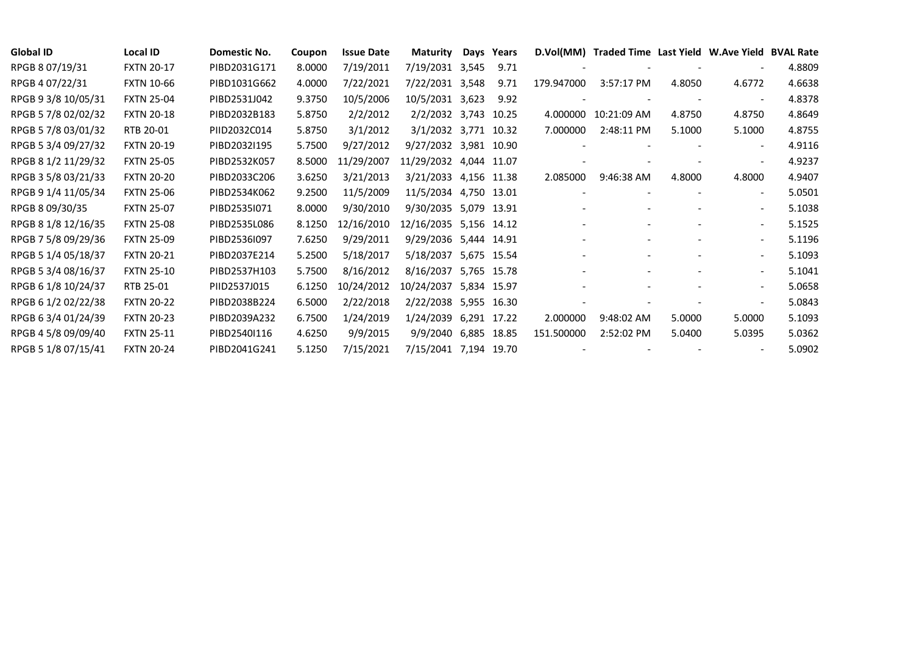| Global ID | Local ID | Domestic No. | Coupon | Issue Date | Maturity | Days | Years | D.Vol(MM) | Traded Time | Last Yield | W.Ave Yield | BVAL Rate |
|---|---|---|---|---|---|---|---|---|---|---|---|---|
| RPGB 8 07/19/31 | FXTN 20-17 | PIBD2031G171 | 8.0000 | 7/19/2011 | 7/19/2031 | 3,545 | 9.71 | - | - | - | - | 4.8809 |
| RPGB 4 07/22/31 | FXTN 10-66 | PIBD1031G662 | 4.0000 | 7/22/2021 | 7/22/2031 | 3,548 | 9.71 | 179.947000 | 3:57:17 PM | 4.8050 | 4.6772 | 4.6638 |
| RPGB 9 3/8 10/05/31 | FXTN 25-04 | PIBD2531J042 | 9.3750 | 10/5/2006 | 10/5/2031 | 3,623 | 9.92 | - | - | - | - | 4.8378 |
| RPGB 5 7/8 02/02/32 | FXTN 20-18 | PIBD2032B183 | 5.8750 | 2/2/2012 | 2/2/2032 | 3,743 | 10.25 | 4.000000 | 10:21:09 AM | 4.8750 | 4.8750 | 4.8649 |
| RPGB 5 7/8 03/01/32 | RTB 20-01 | PIID2032C014 | 5.8750 | 3/1/2012 | 3/1/2032 | 3,771 | 10.32 | 7.000000 | 2:48:11 PM | 5.1000 | 5.1000 | 4.8755 |
| RPGB 5 3/4 09/27/32 | FXTN 20-19 | PIBD2032I195 | 5.7500 | 9/27/2012 | 9/27/2032 | 3,981 | 10.90 | - | - | - | - | 4.9116 |
| RPGB 8 1/2 11/29/32 | FXTN 25-05 | PIBD2532K057 | 8.5000 | 11/29/2007 | 11/29/2032 | 4,044 | 11.07 | - | - | - | - | 4.9237 |
| RPGB 3 5/8 03/21/33 | FXTN 20-20 | PIBD2033C206 | 3.6250 | 3/21/2013 | 3/21/2033 | 4,156 | 11.38 | 2.085000 | 9:46:38 AM | 4.8000 | 4.8000 | 4.9407 |
| RPGB 9 1/4 11/05/34 | FXTN 25-06 | PIBD2534K062 | 9.2500 | 11/5/2009 | 11/5/2034 | 4,750 | 13.01 | - | - | - | - | 5.0501 |
| RPGB 8 09/30/35 | FXTN 25-07 | PIBD2535I071 | 8.0000 | 9/30/2010 | 9/30/2035 | 5,079 | 13.91 | - | - | - | - | 5.1038 |
| RPGB 8 1/8 12/16/35 | FXTN 25-08 | PIBD2535L086 | 8.1250 | 12/16/2010 | 12/16/2035 | 5,156 | 14.12 | - | - | - | - | 5.1525 |
| RPGB 7 5/8 09/29/36 | FXTN 25-09 | PIBD2536I097 | 7.6250 | 9/29/2011 | 9/29/2036 | 5,444 | 14.91 | - | - | - | - | 5.1196 |
| RPGB 5 1/4 05/18/37 | FXTN 20-21 | PIBD2037E214 | 5.2500 | 5/18/2017 | 5/18/2037 | 5,675 | 15.54 | - | - | - | - | 5.1093 |
| RPGB 5 3/4 08/16/37 | FXTN 25-10 | PIBD2537H103 | 5.7500 | 8/16/2012 | 8/16/2037 | 5,765 | 15.78 | - | - | - | - | 5.1041 |
| RPGB 6 1/8 10/24/37 | RTB 25-01 | PIID2537J015 | 6.1250 | 10/24/2012 | 10/24/2037 | 5,834 | 15.97 | - | - | - | - | 5.0658 |
| RPGB 6 1/2 02/22/38 | FXTN 20-22 | PIBD2038B224 | 6.5000 | 2/22/2018 | 2/22/2038 | 5,955 | 16.30 | - | - | - | - | 5.0843 |
| RPGB 6 3/4 01/24/39 | FXTN 20-23 | PIBD2039A232 | 6.7500 | 1/24/2019 | 1/24/2039 | 6,291 | 17.22 | 2.000000 | 9:48:02 AM | 5.0000 | 5.0000 | 5.1093 |
| RPGB 4 5/8 09/09/40 | FXTN 25-11 | PIBD2540I116 | 4.6250 | 9/9/2015 | 9/9/2040 | 6,885 | 18.85 | 151.500000 | 2:52:02 PM | 5.0400 | 5.0395 | 5.0362 |
| RPGB 5 1/8 07/15/41 | FXTN 20-24 | PIBD2041G241 | 5.1250 | 7/15/2021 | 7/15/2041 | 7,194 | 19.70 | - | - | - | - | 5.0902 |